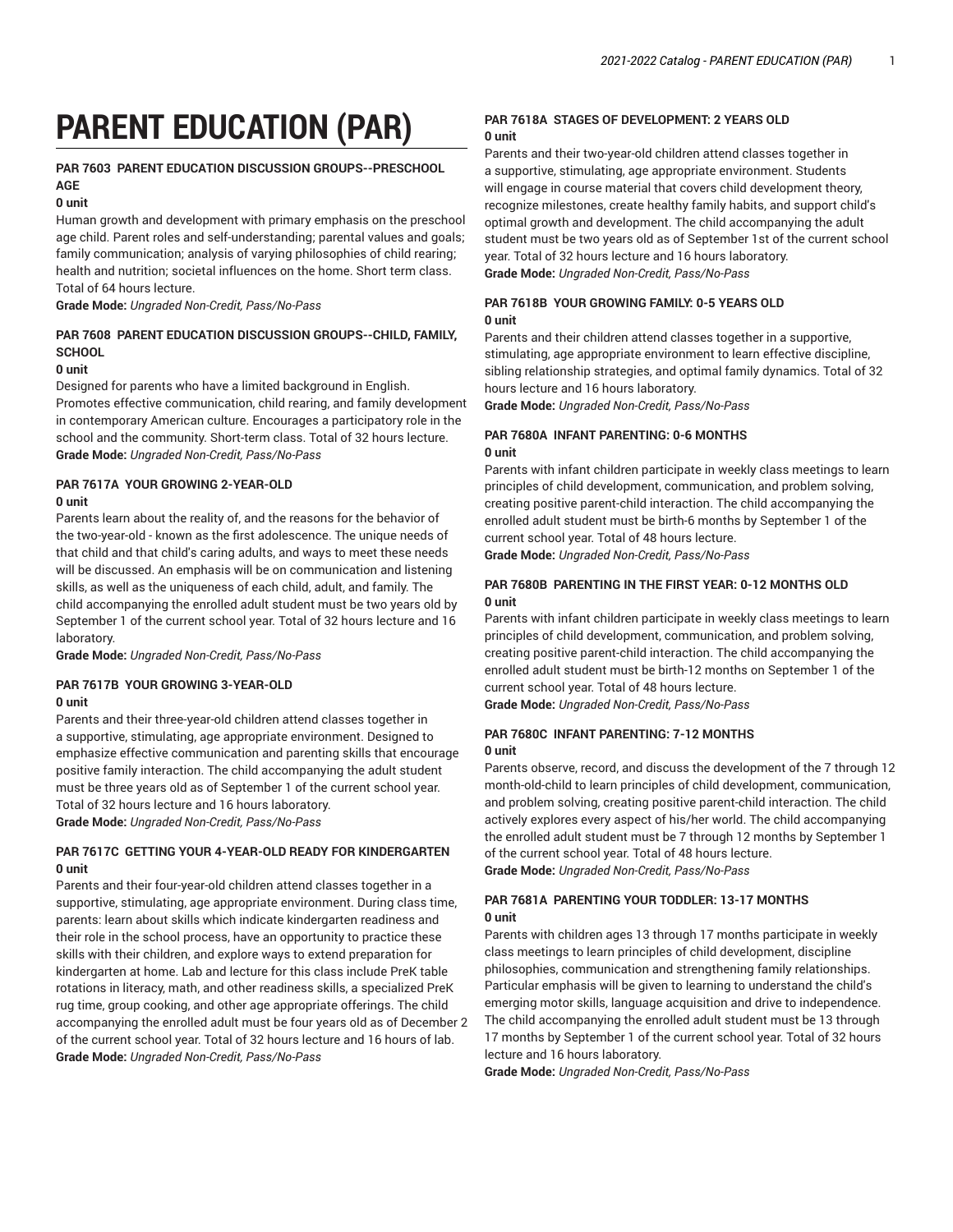# PARENT EDUCATION (PAR)

### PAR 7603 PARENT EDUCATION DISCUSSION GROUPS--PRESCHOOL AGE

**0 unit**

Human growth and development with primary emphasis on the preschool age child. Parent roles and self-understanding; parental values and goals; family communication; analysis of varying philosophies of child rearing; health and nutrition; societal influences on the home. Short term class. Total of 64 hours lecture.

**Grade Mode:** *Ungraded Non-Credit, Pass/No-Pass*

### PAR 7608 PARENT EDUCATION DISCUSSION GROUPS--CHILD, FAMILY, SCHOOL

**0 unit**

Designed for parents who have a limited background in English. Promotes effective communication, child rearing, and family development in contemporary American culture. Encourages a participatory role in the school and the community. Short-term class. Total of 32 hours lecture.

**Grade Mode:** *Ungraded Non-Credit, Pass/No-Pass*

### PAR 7617A YOUR GROWING 2-YEAR-OLD

**0 unit**

Parents learn about the reality of, and the reasons for the behavior of the two-year-old - known as the first adolescence. The unique needs of that child and that child's caring adults, and ways to meet these needs will be discussed. An emphasis will be on communication and listening skills, as well as the uniqueness of each child, adult, and family. The child accompanying the enrolled adult student must be two years old by September 1 of the current school year. Total of 32 hours lecture and 16 laboratory.

**Grade Mode:** *Ungraded Non-Credit, Pass/No-Pass*

### PAR 7617B YOUR GROWING 3-YEAR-OLD

**0 unit**

Parents and their three-year-old children attend classes together in a supportive, stimulating, age appropriate environment. Designed to emphasize effective communication and parenting skills that encourage positive family interaction. The child accompanying the adult student must be three years old as of September 1 of the current school year. Total of 32 hours lecture and 16 hours laboratory.

**Grade Mode:** *Ungraded Non-Credit, Pass/No-Pass*

### PAR 7617C GETTING YOUR 4-YEAR-OLD READY FOR KINDERGARTEN

**0 unit**

Parents and their four-year-old children attend classes together in a supportive, stimulating, age appropriate environment. During class time, parents: learn about skills which indicate kindergarten readiness and their role in the school process, have an opportunity to practice these skills with their children, and explore ways to extend preparation for kindergarten at home. Lab and lecture for this class include PreK table rotations in literacy, math, and other readiness skills, a specialized PreK rug time, group cooking, and other age appropriate offerings. The child accompanying the enrolled adult must be four years old as of December 2 of the current school year. Total of 32 hours lecture and 16 hours of lab.

**Grade Mode:** *Ungraded Non-Credit, Pass/No-Pass*

### PAR 7618A STAGES OF DEVELOPMENT: 2 YEARS OLD

**0 unit**

Parents and their two-year-old children attend classes together in a supportive, stimulating, age appropriate environment. Students will engage in course material that covers child development theory, recognize milestones, create healthy family habits, and support child's optimal growth and development. The child accompanying the adult student must be two years old as of September 1st of the current school year. Total of 32 hours lecture and 16 hours laboratory.

**Grade Mode:** *Ungraded Non-Credit, Pass/No-Pass*

### PAR 7618B YOUR GROWING FAMILY: 0-5 YEARS OLD

**0 unit**

Parents and their children attend classes together in a supportive, stimulating, age appropriate environment to learn effective discipline, sibling relationship strategies, and optimal family dynamics. Total of 32 hours lecture and 16 hours laboratory.

**Grade Mode:** *Ungraded Non-Credit, Pass/No-Pass*

### PAR 7680A INFANT PARENTING: 0-6 MONTHS

**0 unit**

Parents with infant children participate in weekly class meetings to learn principles of child development, communication, and problem solving, creating positive parent-child interaction. The child accompanying the enrolled adult student must be birth-6 months by September 1 of the current school year. Total of 48 hours lecture.

**Grade Mode:** *Ungraded Non-Credit, Pass/No-Pass*

### PAR 7680B PARENTING IN THE FIRST YEAR: 0-12 MONTHS OLD

**0 unit**

Parents with infant children participate in weekly class meetings to learn principles of child development, communication, and problem solving, creating positive parent-child interaction. The child accompanying the enrolled adult student must be birth-12 months on September 1 of the current school year. Total of 48 hours lecture.

**Grade Mode:** *Ungraded Non-Credit, Pass/No-Pass*

### PAR 7680C INFANT PARENTING: 7-12 MONTHS

**0 unit**

Parents observe, record, and discuss the development of the 7 through 12 month-old-child to learn principles of child development, communication, and problem solving, creating positive parent-child interaction. The child actively explores every aspect of his/her world. The child accompanying the enrolled adult student must be 7 through 12 months by September 1 of the current school year. Total of 48 hours lecture.

**Grade Mode:** *Ungraded Non-Credit, Pass/No-Pass*

### PAR 7681A PARENTING YOUR TODDLER: 13-17 MONTHS

**0 unit**

Parents with children ages 13 through 17 months participate in weekly class meetings to learn principles of child development, discipline philosophies, communication and strengthening family relationships. Particular emphasis will be given to learning to understand the child's emerging motor skills, language acquisition and drive to independence. The child accompanying the enrolled adult student must be 13 through 17 months by September 1 of the current school year. Total of 32 hours lecture and 16 hours laboratory.

**Grade Mode:** *Ungraded Non-Credit, Pass/No-Pass*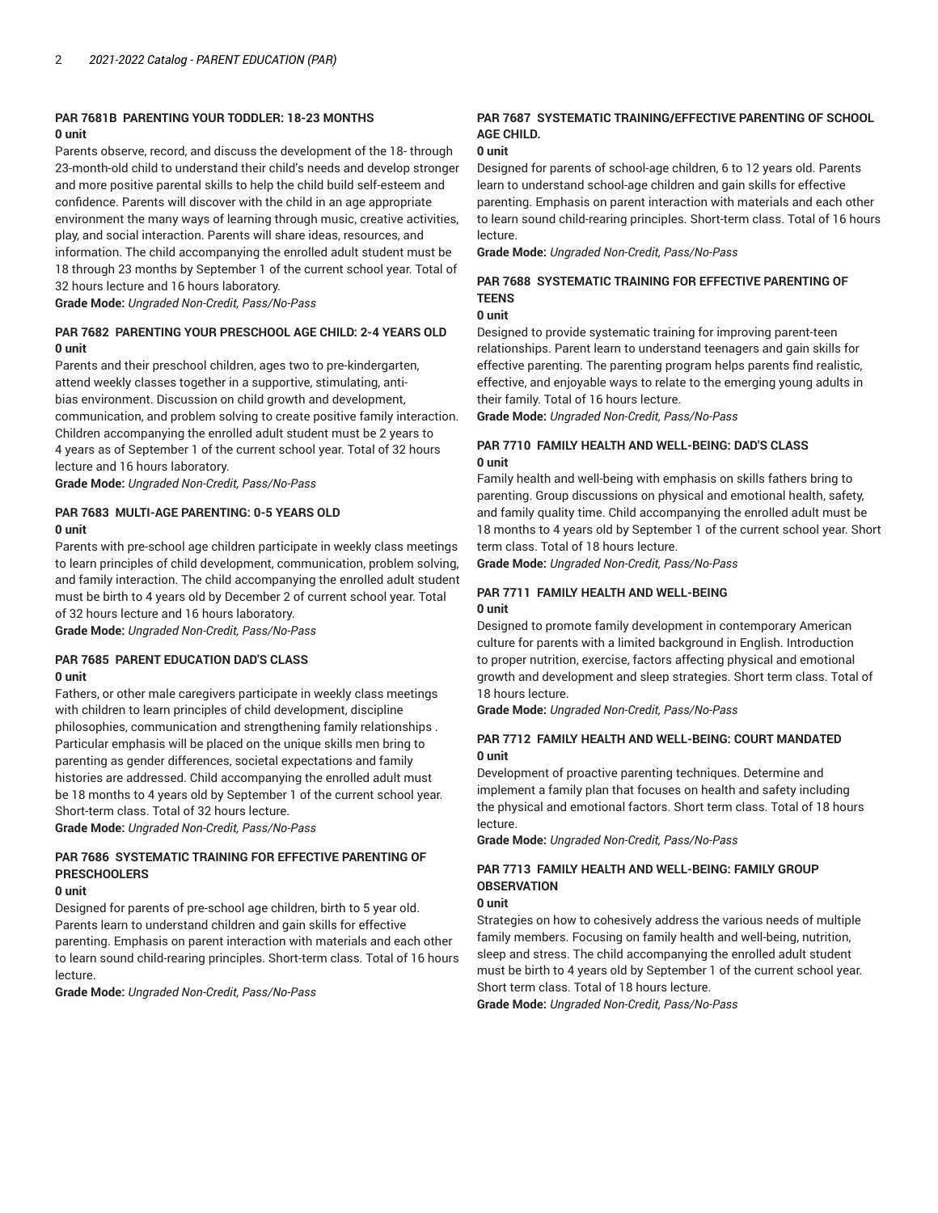#### PAR 7681B PARENTING YOUR TODDLER: 18-23 MONTHS

**0 unit**

Parents observe, record, and discuss the development of the 18- through 23-month-old child to understand their child's needs and develop stronger and more positive parental skills to help the child build self-esteem and confidence. Parents will discover with the child in an age appropriate environment the many ways of learning through music, creative activities, play, and social interaction. Parents will share ideas, resources, and information. The child accompanying the enrolled adult student must be 18 through 23 months by September 1 of the current school year. Total of 32 hours lecture and 16 hours laboratory.

**Grade Mode:** *Ungraded Non-Credit, Pass/No-Pass*

#### PAR 7682 PARENTING YOUR PRESCHOOL AGE CHILD: 2-4 YEARS OLD

**0 unit**

Parents and their preschool children, ages two to pre-kindergarten, attend weekly classes together in a supportive, stimulating, anti-bias environment. Discussion on child growth and development, communication, and problem solving to create positive family interaction. Children accompanying the enrolled adult student must be 2 years to 4 years as of September 1 of the current school year. Total of 32 hours lecture and 16 hours laboratory.

**Grade Mode:** *Ungraded Non-Credit, Pass/No-Pass*

#### PAR 7683 MULTI-AGE PARENTING: 0-5 YEARS OLD

**0 unit**

Parents with pre-school age children participate in weekly class meetings to learn principles of child development, communication, problem solving, and family interaction. The child accompanying the enrolled adult student must be birth to 4 years old by December 2 of current school year. Total of 32 hours lecture and 16 hours laboratory.

**Grade Mode:** *Ungraded Non-Credit, Pass/No-Pass*

#### PAR 7685 PARENT EDUCATION DAD'S CLASS

**0 unit**

Fathers, or other male caregivers participate in weekly class meetings with children to learn principles of child development, discipline philosophies, communication and strengthening family relationships . Particular emphasis will be placed on the unique skills men bring to parenting as gender differences, societal expectations and family histories are addressed. Child accompanying the enrolled adult must be 18 months to 4 years old by September 1 of the current school year. Short-term class. Total of 32 hours lecture.

**Grade Mode:** *Ungraded Non-Credit, Pass/No-Pass*

#### PAR 7686 SYSTEMATIC TRAINING FOR EFFECTIVE PARENTING OF PRESCHOOLERS

**0 unit**

Designed for parents of pre-school age children, birth to 5 year old. Parents learn to understand children and gain skills for effective parenting. Emphasis on parent interaction with materials and each other to learn sound child-rearing principles. Short-term class. Total of 16 hours lecture.

**Grade Mode:** *Ungraded Non-Credit, Pass/No-Pass*

#### PAR 7687 SYSTEMATIC TRAINING/EFFECTIVE PARENTING OF SCHOOL AGE CHILD.

**0 unit**

Designed for parents of school-age children, 6 to 12 years old. Parents learn to understand school-age children and gain skills for effective parenting. Emphasis on parent interaction with materials and each other to learn sound child-rearing principles. Short-term class. Total of 16 hours lecture.

**Grade Mode:** *Ungraded Non-Credit, Pass/No-Pass*

#### PAR 7688 SYSTEMATIC TRAINING FOR EFFECTIVE PARENTING OF TEENS

**0 unit**

Designed to provide systematic training for improving parent-teen relationships. Parent learn to understand teenagers and gain skills for effective parenting. The parenting program helps parents find realistic, effective, and enjoyable ways to relate to the emerging young adults in their family. Total of 16 hours lecture.

**Grade Mode:** *Ungraded Non-Credit, Pass/No-Pass*

#### PAR 7710 FAMILY HEALTH AND WELL-BEING: DAD'S CLASS

**0 unit**

Family health and well-being with emphasis on skills fathers bring to parenting. Group discussions on physical and emotional health, safety, and family quality time. Child accompanying the enrolled adult must be 18 months to 4 years old by September 1 of the current school year. Short term class. Total of 18 hours lecture.

**Grade Mode:** *Ungraded Non-Credit, Pass/No-Pass*

#### PAR 7711 FAMILY HEALTH AND WELL-BEING

**0 unit**

Designed to promote family development in contemporary American culture for parents with a limited background in English. Introduction to proper nutrition, exercise, factors affecting physical and emotional growth and development and sleep strategies. Short term class. Total of 18 hours lecture.

**Grade Mode:** *Ungraded Non-Credit, Pass/No-Pass*

#### PAR 7712 FAMILY HEALTH AND WELL-BEING: COURT MANDATED

**0 unit**

Development of proactive parenting techniques. Determine and implement a family plan that focuses on health and safety including the physical and emotional factors. Short term class. Total of 18 hours lecture.

**Grade Mode:** *Ungraded Non-Credit, Pass/No-Pass*

#### PAR 7713 FAMILY HEALTH AND WELL-BEING: FAMILY GROUP OBSERVATION

**0 unit**

Strategies on how to cohesively address the various needs of multiple family members. Focusing on family health and well-being, nutrition, sleep and stress. The child accompanying the enrolled adult student must be birth to 4 years old by September 1 of the current school year. Short term class. Total of 18 hours lecture.

**Grade Mode:** *Ungraded Non-Credit, Pass/No-Pass*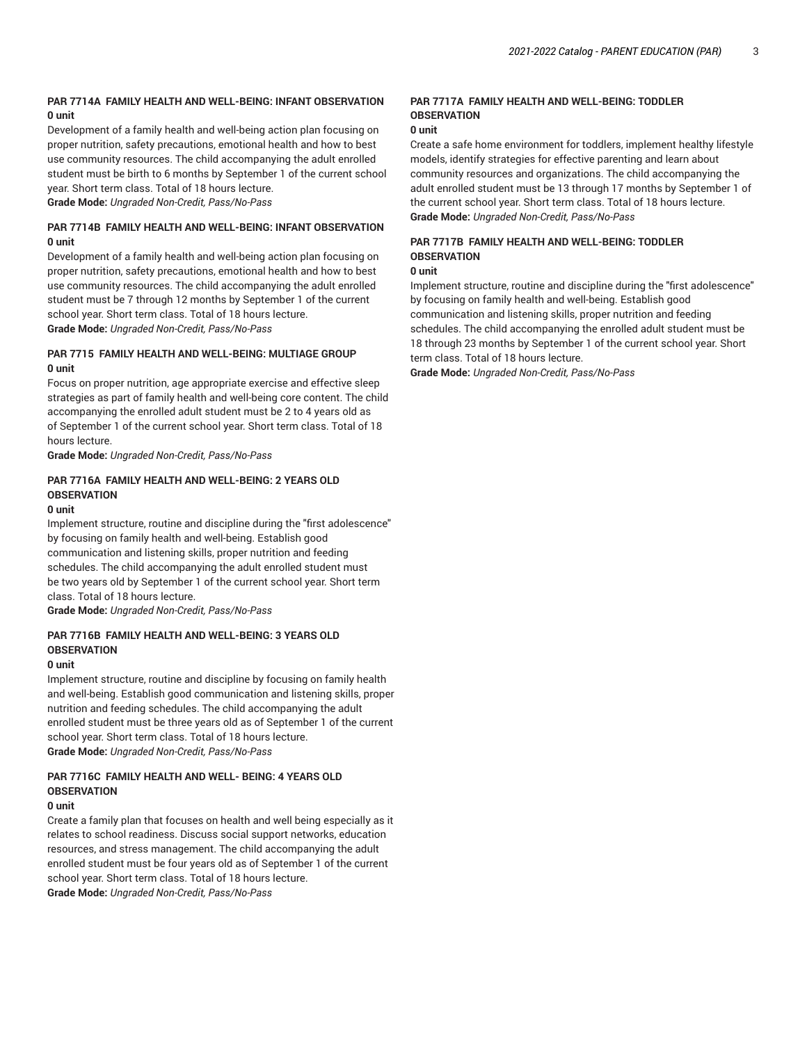### PAR 7714A FAMILY HEALTH AND WELL-BEING: INFANT OBSERVATION
**0 unit**

Development of a family health and well-being action plan focusing on proper nutrition, safety precautions, emotional health and how to best use community resources. The child accompanying the adult enrolled student must be birth to 6 months by September 1 of the current school year. Short term class. Total of 18 hours lecture.
**Grade Mode:** *Ungraded Non-Credit, Pass/No-Pass*

### PAR 7714B FAMILY HEALTH AND WELL-BEING: INFANT OBSERVATION
**0 unit**

Development of a family health and well-being action plan focusing on proper nutrition, safety precautions, emotional health and how to best use community resources. The child accompanying the adult enrolled student must be 7 through 12 months by September 1 of the current school year. Short term class. Total of 18 hours lecture.
**Grade Mode:** *Ungraded Non-Credit, Pass/No-Pass*

### PAR 7715 FAMILY HEALTH AND WELL-BEING: MULTIAGE GROUP
**0 unit**

Focus on proper nutrition, age appropriate exercise and effective sleep strategies as part of family health and well-being core content. The child accompanying the enrolled adult student must be 2 to 4 years old as of September 1 of the current school year. Short term class. Total of 18 hours lecture.
**Grade Mode:** *Ungraded Non-Credit, Pass/No-Pass*

### PAR 7716A FAMILY HEALTH AND WELL-BEING: 2 YEARS OLD OBSERVATION
**0 unit**

Implement structure, routine and discipline during the "first adolescence" by focusing on family health and well-being. Establish good communication and listening skills, proper nutrition and feeding schedules. The child accompanying the adult enrolled student must be two years old by September 1 of the current school year. Short term class. Total of 18 hours lecture.
**Grade Mode:** *Ungraded Non-Credit, Pass/No-Pass*

### PAR 7716B FAMILY HEALTH AND WELL-BEING: 3 YEARS OLD OBSERVATION
**0 unit**

Implement structure, routine and discipline by focusing on family health and well-being. Establish good communication and listening skills, proper nutrition and feeding schedules. The child accompanying the adult enrolled student must be three years old as of September 1 of the current school year. Short term class. Total of 18 hours lecture.
**Grade Mode:** *Ungraded Non-Credit, Pass/No-Pass*

### PAR 7716C FAMILY HEALTH AND WELL- BEING: 4 YEARS OLD OBSERVATION
**0 unit**

Create a family plan that focuses on health and well being especially as it relates to school readiness. Discuss social support networks, education resources, and stress management. The child accompanying the adult enrolled student must be four years old as of September 1 of the current school year. Short term class. Total of 18 hours lecture.
**Grade Mode:** *Ungraded Non-Credit, Pass/No-Pass*

### PAR 7717A FAMILY HEALTH AND WELL-BEING: TODDLER OBSERVATION
**0 unit**

Create a safe home environment for toddlers, implement healthy lifestyle models, identify strategies for effective parenting and learn about community resources and organizations. The child accompanying the adult enrolled student must be 13 through 17 months by September 1 of the current school year. Short term class. Total of 18 hours lecture.
**Grade Mode:** *Ungraded Non-Credit, Pass/No-Pass*

### PAR 7717B FAMILY HEALTH AND WELL-BEING: TODDLER OBSERVATION
**0 unit**

Implement structure, routine and discipline during the "first adolescence" by focusing on family health and well-being. Establish good communication and listening skills, proper nutrition and feeding schedules. The child accompanying the enrolled adult student must be 18 through 23 months by September 1 of the current school year. Short term class. Total of 18 hours lecture.
**Grade Mode:** *Ungraded Non-Credit, Pass/No-Pass*